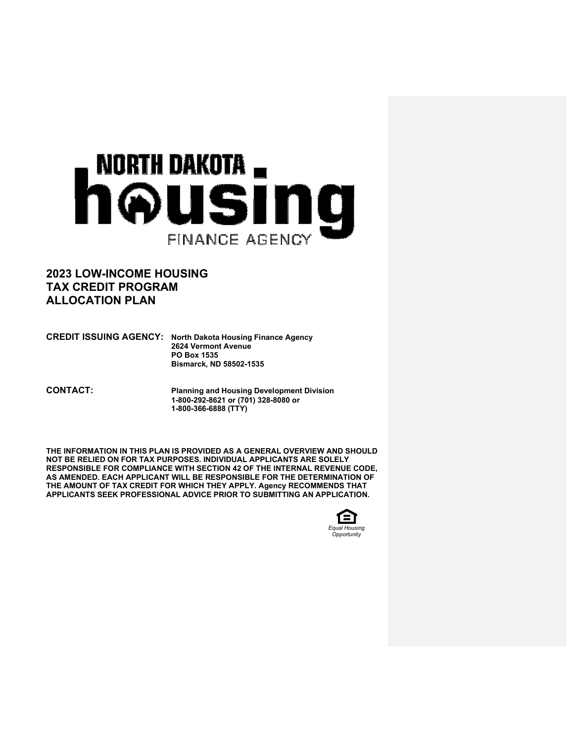NORTH DAKOTA housing FINANCE AGENCY

# 2023 LOW-INCOME HOUSING TAX CREDIT PROGRAM ALLOCATION PLAN

**CREDIT ISSUING AGENCY:** **North Dakota Housing Finance Agency**
**2624 Vermont Avenue**
**PO Box 1535**
**Bismarck, ND 58502-1535**

**CONTACT:** **Planning and Housing Development Division**
**1-800-292-8621 or (701) 328-8080 or**
**1-800-366-6888 (TTY)**

**THE INFORMATION IN THIS PLAN IS PROVIDED AS A GENERAL OVERVIEW AND SHOULD NOT BE RELIED ON FOR TAX PURPOSES. INDIVIDUAL APPLICANTS ARE SOLELY RESPONSIBLE FOR COMPLIANCE WITH SECTION 42 OF THE INTERNAL REVENUE CODE, AS AMENDED. EACH APPLICANT WILL BE RESPONSIBLE FOR THE DETERMINATION OF THE AMOUNT OF TAX CREDIT FOR WHICH THEY APPLY. Agency RECOMMENDS THAT APPLICANTS SEEK PROFESSIONAL ADVICE PRIOR TO SUBMITTING AN APPLICATION.**

*Equal Housing Opportunity*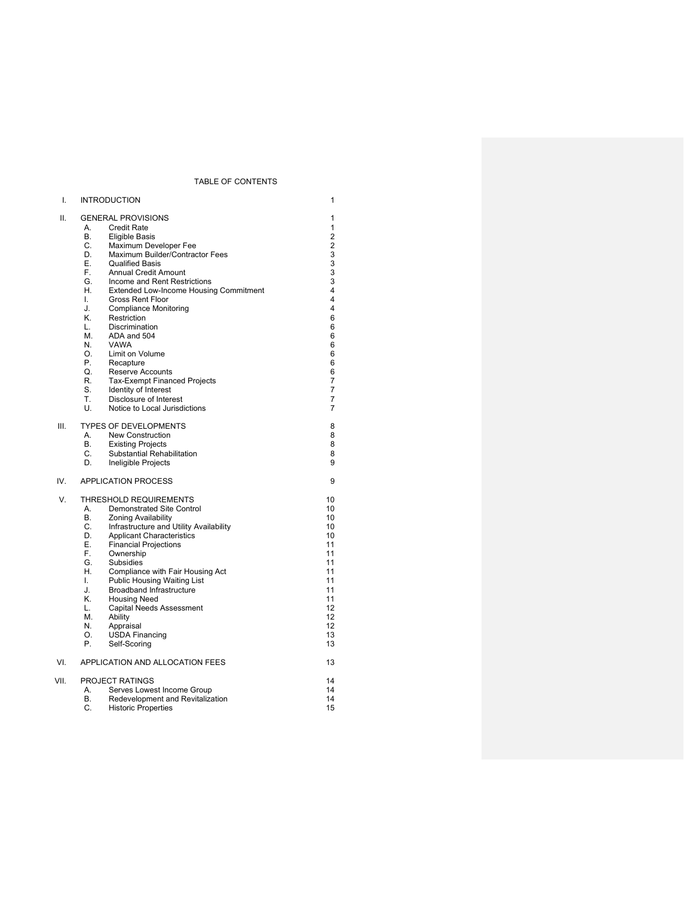# TABLE OF CONTENTS

| | | | |
|---|---|---|---|
| I. | INTRODUCTION | | 1 |
| II. | GENERAL PROVISIONS | | 1 |
| | A. | Credit Rate | 1 |
| | B. | Eligible Basis | 2 |
| | C. | Maximum Developer Fee | 2 |
| | D. | Maximum Builder/Contractor Fees | 3 |
| | E. | Qualified Basis | 3 |
| | F. | Annual Credit Amount | 3 |
| | G. | Income and Rent Restrictions | 3 |
| | H. | Extended Low-Income Housing Commitment | 4 |
| | I. | Gross Rent Floor | 4 |
| | J. | Compliance Monitoring | 4 |
| | K. | Restriction | 6 |
| | L. | Discrimination | 6 |
| | M. | ADA and 504 | 6 |
| | N. | VAWA | 6 |
| | O. | Limit on Volume | 6 |
| | P. | Recapture | 6 |
| | Q. | Reserve Accounts | 6 |
| | R. | Tax-Exempt Financed Projects | 7 |
| | S. | Identity of Interest | 7 |
| | T. | Disclosure of Interest | 7 |
| | U. | Notice to Local Jurisdictions | 7 |
| III. | TYPES OF DEVELOPMENTS | | 8 |
| | A. | New Construction | 8 |
| | B. | Existing Projects | 8 |
| | C. | Substantial Rehabilitation | 8 |
| | D. | Ineligible Projects | 9 |
| IV. | APPLICATION PROCESS | | 9 |
| V. | THRESHOLD REQUIREMENTS | | 10 |
| | A. | Demonstrated Site Control | 10 |
| | B. | Zoning Availability | 10 |
| | C. | Infrastructure and Utility Availability | 10 |
| | D. | Applicant Characteristics | 10 |
| | E. | Financial Projections | 11 |
| | F. | Ownership | 11 |
| | G. | Subsidies | 11 |
| | H. | Compliance with Fair Housing Act | 11 |
| | I. | Public Housing Waiting List | 11 |
| | J. | Broadband Infrastructure | 11 |
| | K. | Housing Need | 11 |
| | L. | Capital Needs Assessment | 12 |
| | M. | Ability | 12 |
| | N. | Appraisal | 12 |
| | O. | USDA Financing | 13 |
| | P. | Self-Scoring | 13 |
| VI. | APPLICATION AND ALLOCATION FEES | | 13 |
| VII. | PROJECT RATINGS | | 14 |
| | A. | Serves Lowest Income Group | 14 |
| | B. | Redevelopment and Revitalization | 14 |
| | C. | Historic Properties | 15 |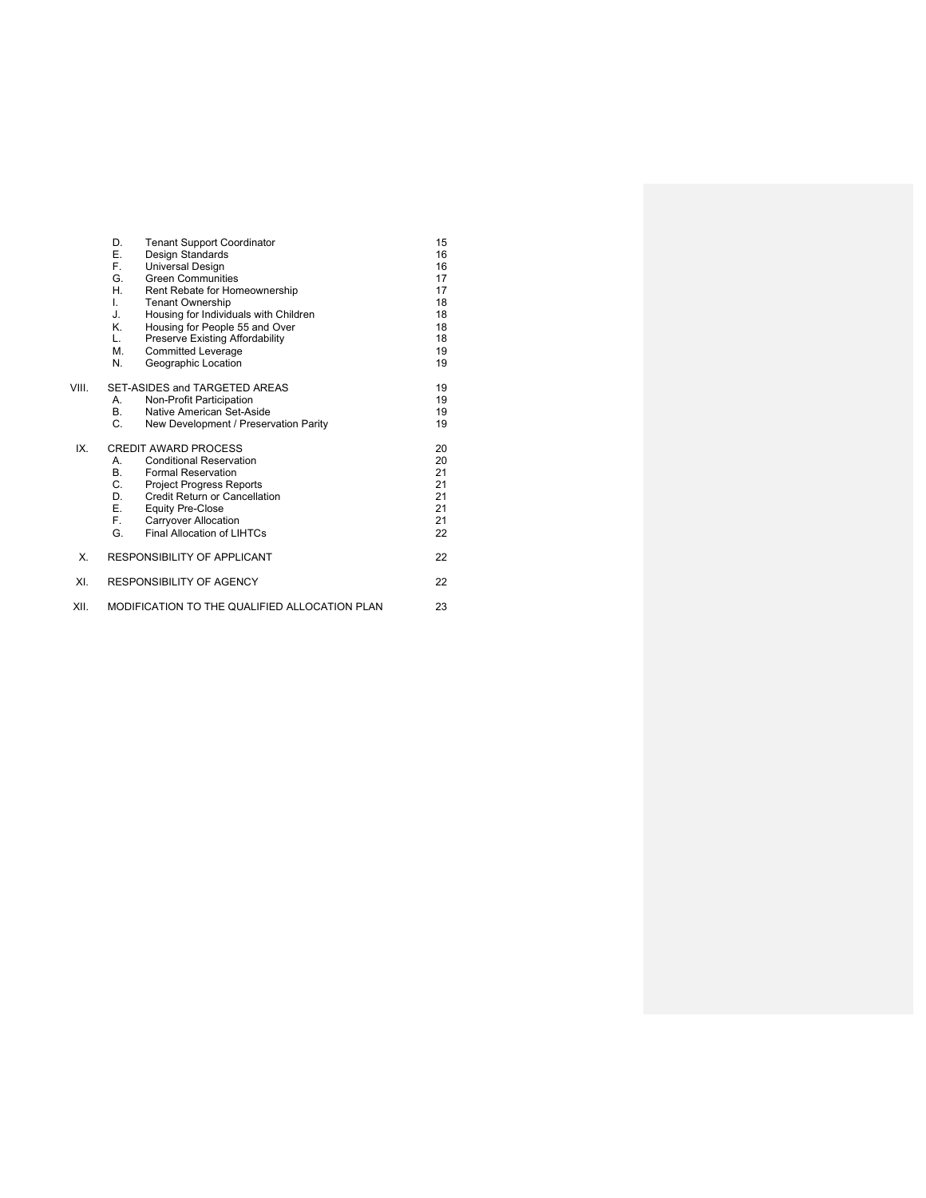|  |  |  |  |
|---|---|---|---|
|  | D. | Tenant Support Coordinator | 15 |
|  | E. | Design Standards | 16 |
|  | F. | Universal Design | 16 |
|  | G. | Green Communities | 17 |
|  | H. | Rent Rebate for Homeownership | 17 |
|  | I. | Tenant Ownership | 18 |
|  | J. | Housing for Individuals with Children | 18 |
|  | K. | Housing for People 55 and Over | 18 |
|  | L. | Preserve Existing Affordability | 18 |
|  | M. | Committed Leverage | 19 |
|  | N. | Geographic Location | 19 |
| VIII. | SET-ASIDES and TARGETED AREAS |  | 19 |
|  | A. | Non-Profit Participation | 19 |
|  | B. | Native American Set-Aside | 19 |
|  | C. | New Development / Preservation Parity | 19 |
| IX. | CREDIT AWARD PROCESS |  | 20 |
|  | A. | Conditional Reservation | 20 |
|  | B. | Formal Reservation | 21 |
|  | C. | Project Progress Reports | 21 |
|  | D. | Credit Return or Cancellation | 21 |
|  | E. | Equity Pre-Close | 21 |
|  | F. | Carryover Allocation | 21 |
|  | G. | Final Allocation of LIHTCs | 22 |
| X. | RESPONSIBILITY OF APPLICANT |  | 22 |
| XI. | RESPONSIBILITY OF AGENCY |  | 22 |
| XII. | MODIFICATION TO THE QUALIFIED ALLOCATION PLAN |  | 23 |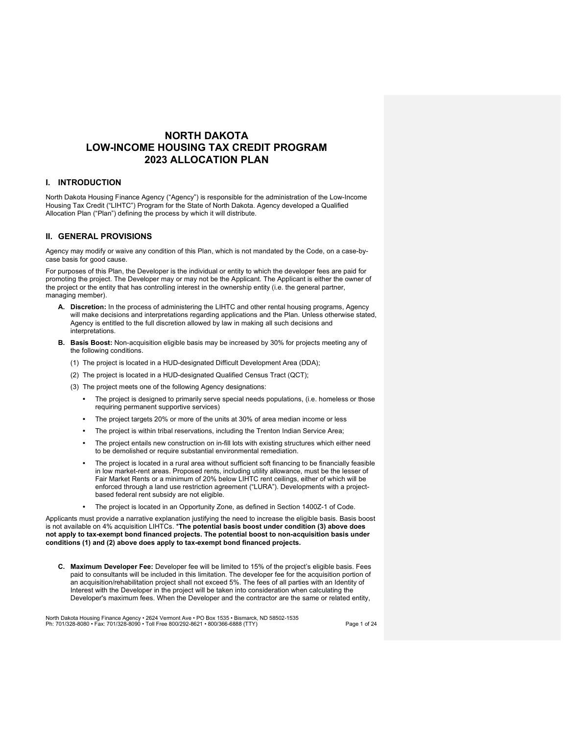# NORTH DAKOTA LOW-INCOME HOUSING TAX CREDIT PROGRAM 2023 ALLOCATION PLAN

## I. INTRODUCTION

North Dakota Housing Finance Agency ("Agency") is responsible for the administration of the Low-Income Housing Tax Credit ("LIHTC") Program for the State of North Dakota. Agency developed a Qualified Allocation Plan ("Plan") defining the process by which it will distribute.

## II. GENERAL PROVISIONS

Agency may modify or waive any condition of this Plan, which is not mandated by the Code, on a case-by-case basis for good cause.

For purposes of this Plan, the Developer is the individual or entity to which the developer fees are paid for promoting the project. The Developer may or may not be the Applicant. The Applicant is either the owner of the project or the entity that has controlling interest in the ownership entity (i.e. the general partner, managing member).

**A. Discretion:** In the process of administering the LIHTC and other rental housing programs, Agency will make decisions and interpretations regarding applications and the Plan. Unless otherwise stated, Agency is entitled to the full discretion allowed by law in making all such decisions and interpretations.

**B. Basis Boost:** Non-acquisition eligible basis may be increased by 30% for projects meeting any of the following conditions.

(1) The project is located in a HUD-designated Difficult Development Area (DDA);

(2) The project is located in a HUD-designated Qualified Census Tract (QCT);

(3) The project meets one of the following Agency designations:

- The project is designed to primarily serve special needs populations, (i.e. homeless or those requiring permanent supportive services)
- The project targets 20% or more of the units at 30% of area median income or less
- The project is within tribal reservations, including the Trenton Indian Service Area;
- The project entails new construction on in-fill lots with existing structures which either need to be demolished or require substantial environmental remediation.
- The project is located in a rural area without sufficient soft financing to be financially feasible in low market-rent areas. Proposed rents, including utility allowance, must be the lesser of Fair Market Rents or a minimum of 20% below LIHTC rent ceilings, either of which will be enforced through a land use restriction agreement ("LURA"). Developments with a project-based federal rent subsidy are not eligible.
- The project is located in an Opportunity Zone, as defined in Section 1400Z-1 of Code.

Applicants must provide a narrative explanation justifying the need to increase the eligible basis. Basis boost is not available on 4% acquisition LIHTCs. ***The potential basis boost under condition (3) above does not apply to tax-exempt bond financed projects. The potential boost to non-acquisition basis under conditions (1) and (2) above does apply to tax-exempt bond financed projects.**

**C. Maximum Developer Fee:** Developer fee will be limited to 15% of the project's eligible basis. Fees paid to consultants will be included in this limitation. The developer fee for the acquisition portion of an acquisition/rehabilitation project shall not exceed 5%. The fees of all parties with an Identity of Interest with the Developer in the project will be taken into consideration when calculating the Developer's maximum fees. When the Developer and the contractor are the same or related entity,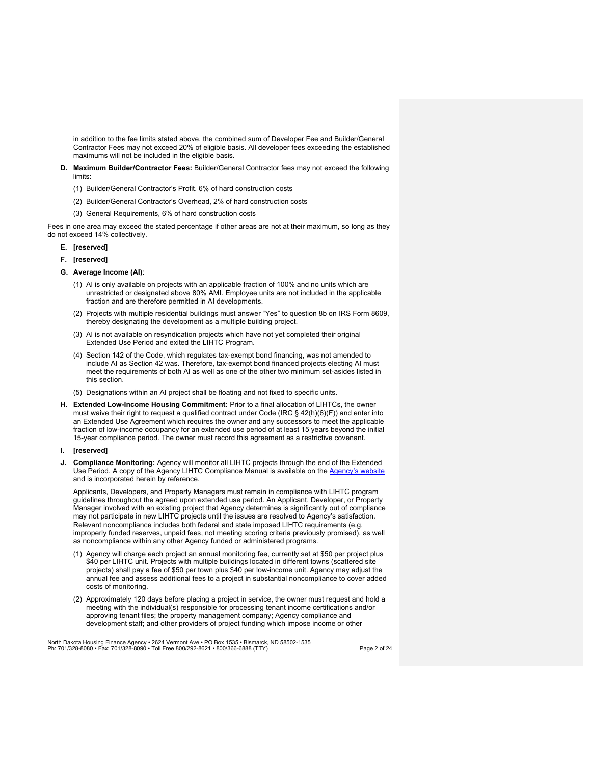in addition to the fee limits stated above, the combined sum of Developer Fee and Builder/General Contractor Fees may not exceed 20% of eligible basis. All developer fees exceeding the established maximums will not be included in the eligible basis.

**D. Maximum Builder/Contractor Fees:** Builder/General Contractor fees may not exceed the following limits:

(1) Builder/General Contractor's Profit, 6% of hard construction costs

(2) Builder/General Contractor's Overhead, 2% of hard construction costs

(3) General Requirements, 6% of hard construction costs

Fees in one area may exceed the stated percentage if other areas are not at their maximum, so long as they do not exceed 14% collectively.

**E. [reserved]**

**F. [reserved]**

**G. Average Income (AI)**:

(1) AI is only available on projects with an applicable fraction of 100% and no units which are unrestricted or designated above 80% AMI. Employee units are not included in the applicable fraction and are therefore permitted in AI developments.

(2) Projects with multiple residential buildings must answer "Yes" to question 8b on IRS Form 8609, thereby designating the development as a multiple building project.

(3) AI is not available on resyndication projects which have not yet completed their original Extended Use Period and exited the LIHTC Program.

(4) Section 142 of the Code, which regulates tax-exempt bond financing, was not amended to include AI as Section 42 was. Therefore, tax-exempt bond financed projects electing AI must meet the requirements of both AI as well as one of the other two minimum set-asides listed in this section.

(5) Designations within an AI project shall be floating and not fixed to specific units.

**H. Extended Low-Income Housing Commitment:** Prior to a final allocation of LIHTCs, the owner must waive their right to request a qualified contract under Code (IRC § 42(h)(6)(F)) and enter into an Extended Use Agreement which requires the owner and any successors to meet the applicable fraction of low-income occupancy for an extended use period of at least 15 years beyond the initial 15-year compliance period. The owner must record this agreement as a restrictive covenant.

**I. [reserved]**

**J. Compliance Monitoring:** Agency will monitor all LIHTC projects through the end of the Extended Use Period. A copy of the Agency LIHTC Compliance Manual is available on the Agency's website and is incorporated herein by reference.

Applicants, Developers, and Property Managers must remain in compliance with LIHTC program guidelines throughout the agreed upon extended use period. An Applicant, Developer, or Property Manager involved with an existing project that Agency determines is significantly out of compliance may not participate in new LIHTC projects until the issues are resolved to Agency's satisfaction. Relevant noncompliance includes both federal and state imposed LIHTC requirements (e.g. improperly funded reserves, unpaid fees, not meeting scoring criteria previously promised), as well as noncompliance within any other Agency funded or administered programs.

(1) Agency will charge each project an annual monitoring fee, currently set at $50 per project plus $40 per LIHTC unit. Projects with multiple buildings located in different towns (scattered site projects) shall pay a fee of $50 per town plus $40 per low-income unit. Agency may adjust the annual fee and assess additional fees to a project in substantial noncompliance to cover added costs of monitoring.

(2) Approximately 120 days before placing a project in service, the owner must request and hold a meeting with the individual(s) responsible for processing tenant income certifications and/or approving tenant files; the property management company; Agency compliance and development staff; and other providers of project funding which impose income or other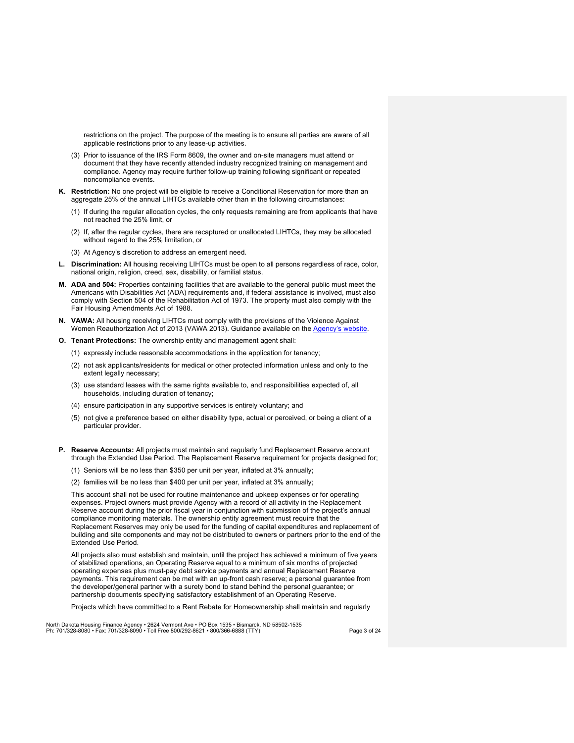restrictions on the project. The purpose of the meeting is to ensure all parties are aware of all applicable restrictions prior to any lease-up activities.

(3) Prior to issuance of the IRS Form 8609, the owner and on-site managers must attend or document that they have recently attended industry recognized training on management and compliance. Agency may require further follow-up training following significant or repeated noncompliance events.

**K. Restriction:** No one project will be eligible to receive a Conditional Reservation for more than an aggregate 25% of the annual LIHTCs available other than in the following circumstances:

(1) If during the regular allocation cycles, the only requests remaining are from applicants that have not reached the 25% limit, or

(2) If, after the regular cycles, there are recaptured or unallocated LIHTCs, they may be allocated without regard to the 25% limitation, or

(3) At Agency's discretion to address an emergent need.

**L. Discrimination:** All housing receiving LIHTCs must be open to all persons regardless of race, color, national origin, religion, creed, sex, disability, or familial status.

**M. ADA and 504:** Properties containing facilities that are available to the general public must meet the Americans with Disabilities Act (ADA) requirements and, if federal assistance is involved, must also comply with Section 504 of the Rehabilitation Act of 1973. The property must also comply with the Fair Housing Amendments Act of 1988.

**N. VAWA:** All housing receiving LIHTCs must comply with the provisions of the Violence Against Women Reauthorization Act of 2013 (VAWA 2013). Guidance available on the Agency's website.

**O. Tenant Protections:** The ownership entity and management agent shall:

(1) expressly include reasonable accommodations in the application for tenancy;

(2) not ask applicants/residents for medical or other protected information unless and only to the extent legally necessary;

(3) use standard leases with the same rights available to, and responsibilities expected of, all households, including duration of tenancy;

(4) ensure participation in any supportive services is entirely voluntary; and

(5) not give a preference based on either disability type, actual or perceived, or being a client of a particular provider.

**P. Reserve Accounts:** All projects must maintain and regularly fund Replacement Reserve account through the Extended Use Period. The Replacement Reserve requirement for projects designed for;

(1) Seniors will be no less than $350 per unit per year, inflated at 3% annually;

(2) families will be no less than $400 per unit per year, inflated at 3% annually;

This account shall not be used for routine maintenance and upkeep expenses or for operating expenses. Project owners must provide Agency with a record of all activity in the Replacement Reserve account during the prior fiscal year in conjunction with submission of the project's annual compliance monitoring materials. The ownership entity agreement must require that the Replacement Reserves may only be used for the funding of capital expenditures and replacement of building and site components and may not be distributed to owners or partners prior to the end of the Extended Use Period.

All projects also must establish and maintain, until the project has achieved a minimum of five years of stabilized operations, an Operating Reserve equal to a minimum of six months of projected operating expenses plus must-pay debt service payments and annual Replacement Reserve payments. This requirement can be met with an up-front cash reserve; a personal guarantee from the developer/general partner with a surety bond to stand behind the personal guarantee; or partnership documents specifying satisfactory establishment of an Operating Reserve.

Projects which have committed to a Rent Rebate for Homeownership shall maintain and regularly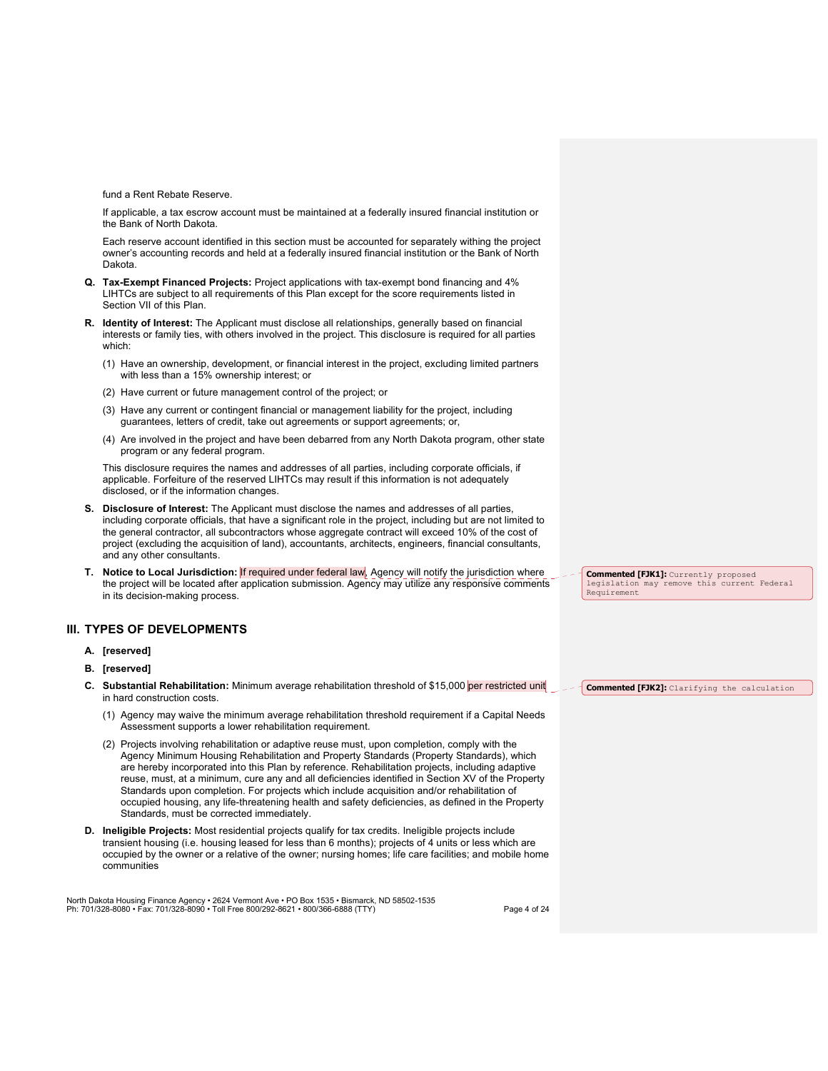fund a Rent Rebate Reserve.

If applicable, a tax escrow account must be maintained at a federally insured financial institution or the Bank of North Dakota.

Each reserve account identified in this section must be accounted for separately withing the project owner's accounting records and held at a federally insured financial institution or the Bank of North Dakota.

**Q. Tax-Exempt Financed Projects:** Project applications with tax-exempt bond financing and 4% LIHTCs are subject to all requirements of this Plan except for the score requirements listed in Section VII of this Plan.

**R. Identity of Interest:** The Applicant must disclose all relationships, generally based on financial interests or family ties, with others involved in the project. This disclosure is required for all parties which:

(1) Have an ownership, development, or financial interest in the project, excluding limited partners with less than a 15% ownership interest; or

(2) Have current or future management control of the project; or

(3) Have any current or contingent financial or management liability for the project, including guarantees, letters of credit, take out agreements or support agreements; or,

(4) Are involved in the project and have been debarred from any North Dakota program, other state program or any federal program.

This disclosure requires the names and addresses of all parties, including corporate officials, if applicable. Forfeiture of the reserved LIHTCs may result if this information is not adequately disclosed, or if the information changes.

**S. Disclosure of Interest:** The Applicant must disclose the names and addresses of all parties, including corporate officials, that have a significant role in the project, including but are not limited to the general contractor, all subcontractors whose aggregate contract will exceed 10% of the cost of project (excluding the acquisition of land), accountants, architects, engineers, financial consultants, and any other consultants.

**T. Notice to Local Jurisdiction:** If required under federal law, Agency will notify the jurisdiction where the project will be located after application submission. Agency may utilize any responsive comments in its decision-making process.

> **Commented [FJK1]:** Currently proposed legislation may remove this current Federal Requirement

## III. TYPES OF DEVELOPMENTS

**A. [reserved]**

**B. [reserved]**

**C. Substantial Rehabilitation:** Minimum average rehabilitation threshold of $15,000 per restricted unit in hard construction costs.

> **Commented [FJK2]:** Clarifying the calculation

(1) Agency may waive the minimum average rehabilitation threshold requirement if a Capital Needs Assessment supports a lower rehabilitation requirement.

(2) Projects involving rehabilitation or adaptive reuse must, upon completion, comply with the Agency Minimum Housing Rehabilitation and Property Standards (Property Standards), which are hereby incorporated into this Plan by reference. Rehabilitation projects, including adaptive reuse, must, at a minimum, cure any and all deficiencies identified in Section XV of the Property Standards upon completion. For projects which include acquisition and/or rehabilitation of occupied housing, any life-threatening health and safety deficiencies, as defined in the Property Standards, must be corrected immediately.

**D. Ineligible Projects:** Most residential projects qualify for tax credits. Ineligible projects include transient housing (i.e. housing leased for less than 6 months); projects of 4 units or less which are occupied by the owner or a relative of the owner; nursing homes; life care facilities; and mobile home communities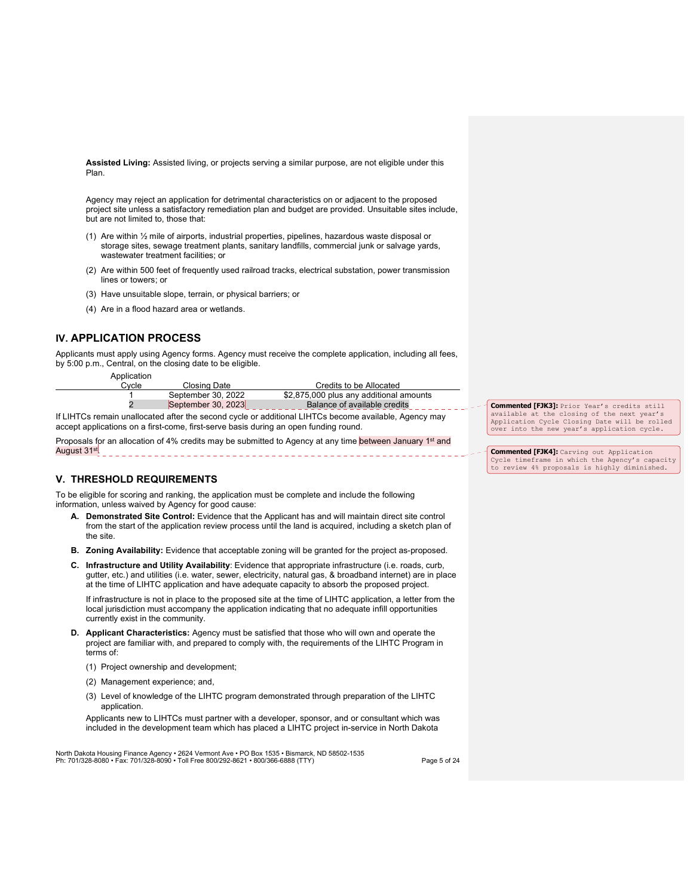**Assisted Living:** Assisted living, or projects serving a similar purpose, are not eligible under this Plan.

Agency may reject an application for detrimental characteristics on or adjacent to the proposed project site unless a satisfactory remediation plan and budget are provided. Unsuitable sites include, but are not limited to, those that:

(1) Are within ½ mile of airports, industrial properties, pipelines, hazardous waste disposal or storage sites, sewage treatment plants, sanitary landfills, commercial junk or salvage yards, wastewater treatment facilities; or

(2) Are within 500 feet of frequently used railroad tracks, electrical substation, power transmission lines or towers; or

(3) Have unsuitable slope, terrain, or physical barriers; or

(4) Are in a flood hazard area or wetlands.

## IV. APPLICATION PROCESS

Applicants must apply using Agency forms. Agency must receive the complete application, including all fees, by 5:00 p.m., Central, on the closing date to be eligible.

| Application Cycle | Closing Date | Credits to be Allocated |
|---|---|---|
| 1 | September 30, 2022 | $2,875,000 plus any additional amounts |
| 2 | September 30, 2023 | Balance of available credits |

If LIHTCs remain unallocated after the second cycle or additional LIHTCs become available, Agency may accept applications on a first-come, first-serve basis during an open funding round.

Proposals for an allocation of 4% credits may be submitted to Agency at any time between January 1st and August 31st.

> **Commented [FJK3]:** Prior Year's credits still available at the closing of the next year's Application Cycle Closing Date will be rolled over into the new year's application cycle.

> **Commented [FJK4]:** Carving out Application Cycle timeframe in which the Agency's capacity to review 4% proposals is highly diminished.

## V. THRESHOLD REQUIREMENTS

To be eligible for scoring and ranking, the application must be complete and include the following information, unless waived by Agency for good cause:

**A. Demonstrated Site Control:** Evidence that the Applicant has and will maintain direct site control from the start of the application review process until the land is acquired, including a sketch plan of the site.

**B. Zoning Availability:** Evidence that acceptable zoning will be granted for the project as-proposed.

**C. Infrastructure and Utility Availability**: Evidence that appropriate infrastructure (i.e. roads, curb, gutter, etc.) and utilities (i.e. water, sewer, electricity, natural gas, & broadband internet) are in place at the time of LIHTC application and have adequate capacity to absorb the proposed project.

If infrastructure is not in place to the proposed site at the time of LIHTC application, a letter from the local jurisdiction must accompany the application indicating that no adequate infill opportunities currently exist in the community.

**D. Applicant Characteristics:** Agency must be satisfied that those who will own and operate the project are familiar with, and prepared to comply with, the requirements of the LIHTC Program in terms of:

(1) Project ownership and development;

(2) Management experience; and,

(3) Level of knowledge of the LIHTC program demonstrated through preparation of the LIHTC application.

Applicants new to LIHTCs must partner with a developer, sponsor, and or consultant which was included in the development team which has placed a LIHTC project in-service in North Dakota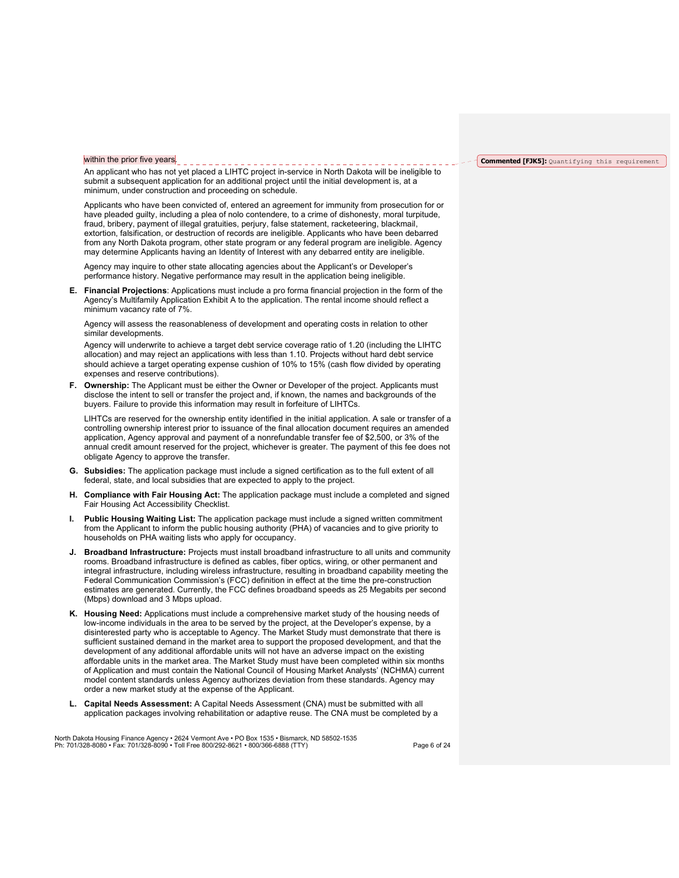within the prior five years.

Commented [FJK5]: Quantifying this requirement

An applicant who has not yet placed a LIHTC project in-service in North Dakota will be ineligible to submit a subsequent application for an additional project until the initial development is, at a minimum, under construction and proceeding on schedule.

Applicants who have been convicted of, entered an agreement for immunity from prosecution for or have pleaded guilty, including a plea of nolo contendere, to a crime of dishonesty, moral turpitude, fraud, bribery, payment of illegal gratuities, perjury, false statement, racketeering, blackmail, extortion, falsification, or destruction of records are ineligible. Applicants who have been debarred from any North Dakota program, other state program or any federal program are ineligible. Agency may determine Applicants having an Identity of Interest with any debarred entity are ineligible.

Agency may inquire to other state allocating agencies about the Applicant's or Developer's performance history. Negative performance may result in the application being ineligible.

**E. Financial Projections**: Applications must include a pro forma financial projection in the form of the Agency's Multifamily Application Exhibit A to the application. The rental income should reflect a minimum vacancy rate of 7%.

Agency will assess the reasonableness of development and operating costs in relation to other similar developments.

Agency will underwrite to achieve a target debt service coverage ratio of 1.20 (including the LIHTC allocation) and may reject an applications with less than 1.10. Projects without hard debt service should achieve a target operating expense cushion of 10% to 15% (cash flow divided by operating expenses and reserve contributions).

**F. Ownership:** The Applicant must be either the Owner or Developer of the project. Applicants must disclose the intent to sell or transfer the project and, if known, the names and backgrounds of the buyers. Failure to provide this information may result in forfeiture of LIHTCs.

LIHTCs are reserved for the ownership entity identified in the initial application. A sale or transfer of a controlling ownership interest prior to issuance of the final allocation document requires an amended application, Agency approval and payment of a nonrefundable transfer fee of $2,500, or 3% of the annual credit amount reserved for the project, whichever is greater. The payment of this fee does not obligate Agency to approve the transfer.

**G. Subsidies:** The application package must include a signed certification as to the full extent of all federal, state, and local subsidies that are expected to apply to the project.

**H. Compliance with Fair Housing Act:** The application package must include a completed and signed Fair Housing Act Accessibility Checklist.

**I. Public Housing Waiting List:** The application package must include a signed written commitment from the Applicant to inform the public housing authority (PHA) of vacancies and to give priority to households on PHA waiting lists who apply for occupancy.

**J. Broadband Infrastructure:** Projects must install broadband infrastructure to all units and community rooms. Broadband infrastructure is defined as cables, fiber optics, wiring, or other permanent and integral infrastructure, including wireless infrastructure, resulting in broadband capability meeting the Federal Communication Commission's (FCC) definition in effect at the time the pre-construction estimates are generated. Currently, the FCC defines broadband speeds as 25 Megabits per second (Mbps) download and 3 Mbps upload.

**K. Housing Need:** Applications must include a comprehensive market study of the housing needs of low-income individuals in the area to be served by the project, at the Developer's expense, by a disinterested party who is acceptable to Agency. The Market Study must demonstrate that there is sufficient sustained demand in the market area to support the proposed development, and that the development of any additional affordable units will not have an adverse impact on the existing affordable units in the market area. The Market Study must have been completed within six months of Application and must contain the National Council of Housing Market Analysts' (NCHMA) current model content standards unless Agency authorizes deviation from these standards. Agency may order a new market study at the expense of the Applicant.

**L. Capital Needs Assessment:** A Capital Needs Assessment (CNA) must be submitted with all application packages involving rehabilitation or adaptive reuse. The CNA must be completed by a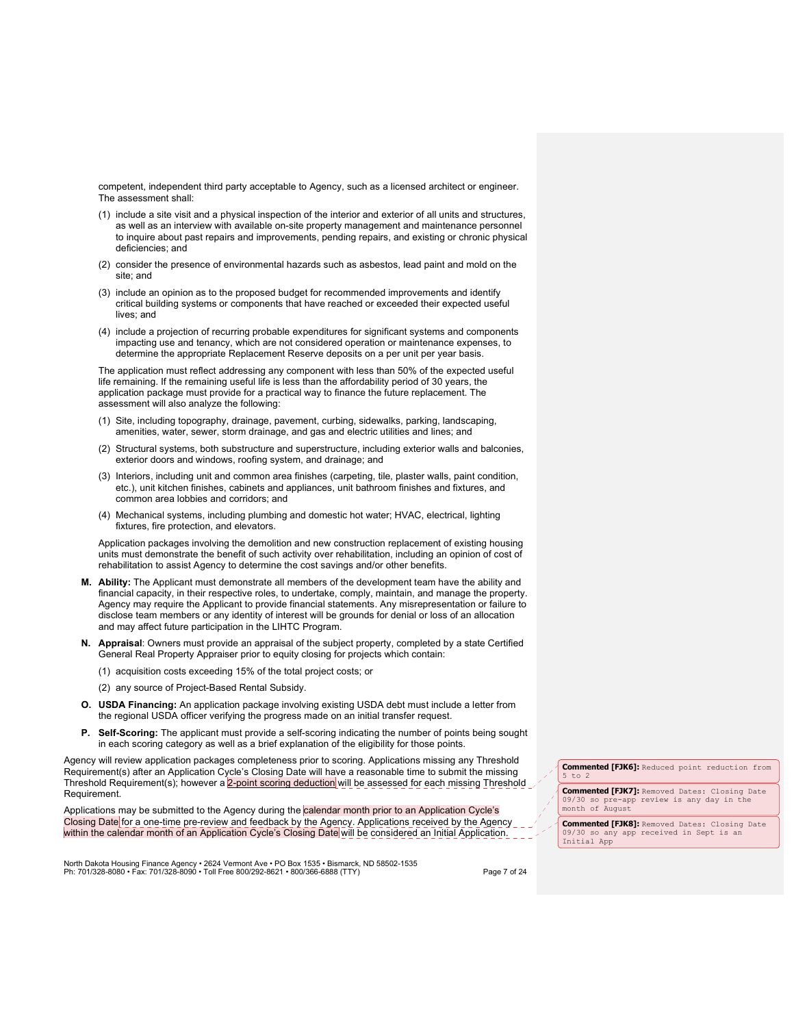competent, independent third party acceptable to Agency, such as a licensed architect or engineer. The assessment shall:

(1) include a site visit and a physical inspection of the interior and exterior of all units and structures, as well as an interview with available on-site property management and maintenance personnel to inquire about past repairs and improvements, pending repairs, and existing or chronic physical deficiencies; and

(2) consider the presence of environmental hazards such as asbestos, lead paint and mold on the site; and

(3) include an opinion as to the proposed budget for recommended improvements and identify critical building systems or components that have reached or exceeded their expected useful lives; and

(4) include a projection of recurring probable expenditures for significant systems and components impacting use and tenancy, which are not considered operation or maintenance expenses, to determine the appropriate Replacement Reserve deposits on a per unit per year basis.

The application must reflect addressing any component with less than 50% of the expected useful life remaining. If the remaining useful life is less than the affordability period of 30 years, the application package must provide for a practical way to finance the future replacement. The assessment will also analyze the following:

(1) Site, including topography, drainage, pavement, curbing, sidewalks, parking, landscaping, amenities, water, sewer, storm drainage, and gas and electric utilities and lines; and

(2) Structural systems, both substructure and superstructure, including exterior walls and balconies, exterior doors and windows, roofing system, and drainage; and

(3) Interiors, including unit and common area finishes (carpeting, tile, plaster walls, paint condition, etc.), unit kitchen finishes, cabinets and appliances, unit bathroom finishes and fixtures, and common area lobbies and corridors; and

(4) Mechanical systems, including plumbing and domestic hot water; HVAC, electrical, lighting fixtures, fire protection, and elevators.

Application packages involving the demolition and new construction replacement of existing housing units must demonstrate the benefit of such activity over rehabilitation, including an opinion of cost of rehabilitation to assist Agency to determine the cost savings and/or other benefits.

**M. Ability:** The Applicant must demonstrate all members of the development team have the ability and financial capacity, in their respective roles, to undertake, comply, maintain, and manage the property. Agency may require the Applicant to provide financial statements. Any misrepresentation or failure to disclose team members or any identity of interest will be grounds for denial or loss of an allocation and may affect future participation in the LIHTC Program.

**N. Appraisal**: Owners must provide an appraisal of the subject property, completed by a state Certified General Real Property Appraiser prior to equity closing for projects which contain:

(1) acquisition costs exceeding 15% of the total project costs; or

(2) any source of Project-Based Rental Subsidy.

**O. USDA Financing:** An application package involving existing USDA debt must include a letter from the regional USDA officer verifying the progress made on an initial transfer request.

**P. Self-Scoring:** The applicant must provide a self-scoring indicating the number of points being sought in each scoring category as well as a brief explanation of the eligibility for those points.

Agency will review application packages completeness prior to scoring. Applications missing any Threshold Requirement(s) after an Application Cycle's Closing Date will have a reasonable time to submit the missing Threshold Requirement(s); however a 2-point scoring deduction will be assessed for each missing Threshold Requirement.

Applications may be submitted to the Agency during the calendar month prior to an Application Cycle's Closing Date for a one-time pre-review and feedback by the Agency. Applications received by the Agency within the calendar month of an Application Cycle's Closing Date will be considered an Initial Application.

**Commented [FJK6]:** Reduced point reduction from 5 to 2

**Commented [FJK7]:** Removed Dates: Closing Date 09/30 so pre-app review is any day in the month of August

**Commented [FJK8]:** Removed Dates: Closing Date 09/30 so any app received in Sept is an Initial App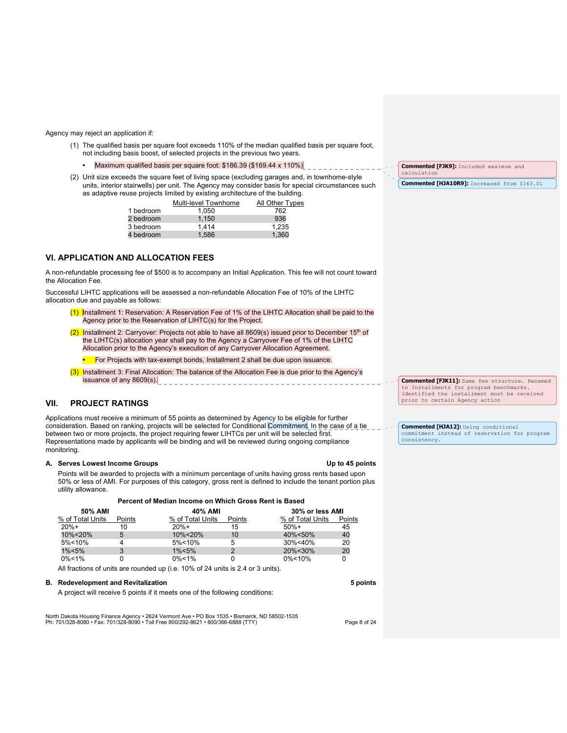Agency may reject an application if:

(1) The qualified basis per square foot exceeds 110% of the median qualified basis per square foot, not including basis boost, of selected projects in the previous two years.

- Maximum qualified basis per square foot: $186.39 ($169.44 x 110%)

(2) Unit size exceeds the square feet of living space (excluding garages and, in townhome-style units, interior stairwells) per unit. The Agency may consider basis for special circumstances such as adaptive reuse projects limited by existing architecture of the building.

| | Multi-level Townhome | All Other Types |
|---|---|---|
| 1 bedroom | 1,050 | 762 |
| 2 bedroom | 1,150 | 936 |
| 3 bedroom | 1,414 | 1,235 |
| 4 bedroom | 1,586 | 1,360 |

Commented [FJK9]: Included maximum and calculation

Commented [HJA10R9]: Increased from $163.01

## VI. APPLICATION AND ALLOCATION FEES

A non-refundable processing fee of $500 is to accompany an Initial Application. This fee will not count toward the Allocation Fee.

Successful LIHTC applications will be assessed a non-refundable Allocation Fee of 10% of the LIHTC allocation due and payable as follows:

(1) Installment 1: Reservation: A Reservation Fee of 1% of the LIHTC Allocation shall be paid to the Agency prior to the Reservation of LIHTC(s) for the Project.

(2) Installment 2: Carryover: Projects not able to have all 8609(s) issued prior to December 15th of the LIHTC(s) allocation year shall pay to the Agency a Carryover Fee of 1% of the LIHTC Allocation prior to the Agency's execution of any Carryover Allocation Agreement.

- For Projects with tax-exempt bonds, Installment 2 shall be due upon issuance.

(3) Installment 3: Final Allocation: The balance of the Allocation Fee is due prior to the Agency's issuance of any 8609(s).

Commented [FJK11]: Same fee structure. Renamed to Installments for program benchmarks. Identified the installment must be received prior to certain Agency action

## VII. PROJECT RATINGS

Applications must receive a minimum of 55 points as determined by Agency to be eligible for further consideration. Based on ranking, projects will be selected for Conditional Commitment. In the case of a tie between two or more projects, the project requiring fewer LIHTCs per unit will be selected first. Representations made by applicants will be binding and will be reviewed during ongoing compliance monitoring.

Commented [HJA12]: Using conditional commitment instead of reservation for program consistency.

### A. Serves Lowest Income Groups — Up to 45 points

Points will be awarded to projects with a minimum percentage of units having gross rents based upon 50% or less of AMI. For purposes of this category, gross rent is defined to include the tenant portion plus utility allowance.

**Percent of Median Income on Which Gross Rent is Based**

| 50% AMI | | 40% AMI | | 30% or less AMI | |
|---|---|---|---|---|---|
| % of Total Units | Points | % of Total Units | Points | % of Total Units | Points |
| 20%+ | 10 | 20%+ | 15 | 50%+ | 45 |
| 10%<20% | 5 | 10%<20% | 10 | 40%<50% | 40 |
| 5%<10% | 4 | 5%<10% | 5 | 30%<40% | 20 |
| 1%<5% | 3 | 1%<5% | 2 | 20%<30% | 20 |
| 0%<1% | 0 | 0%<1% | 0 | 0%<10% | 0 |

All fractions of units are rounded up (i.e. 10% of 24 units is 2.4 or 3 units).

### B. Redevelopment and Revitalization — 5 points

A project will receive 5 points if it meets one of the following conditions: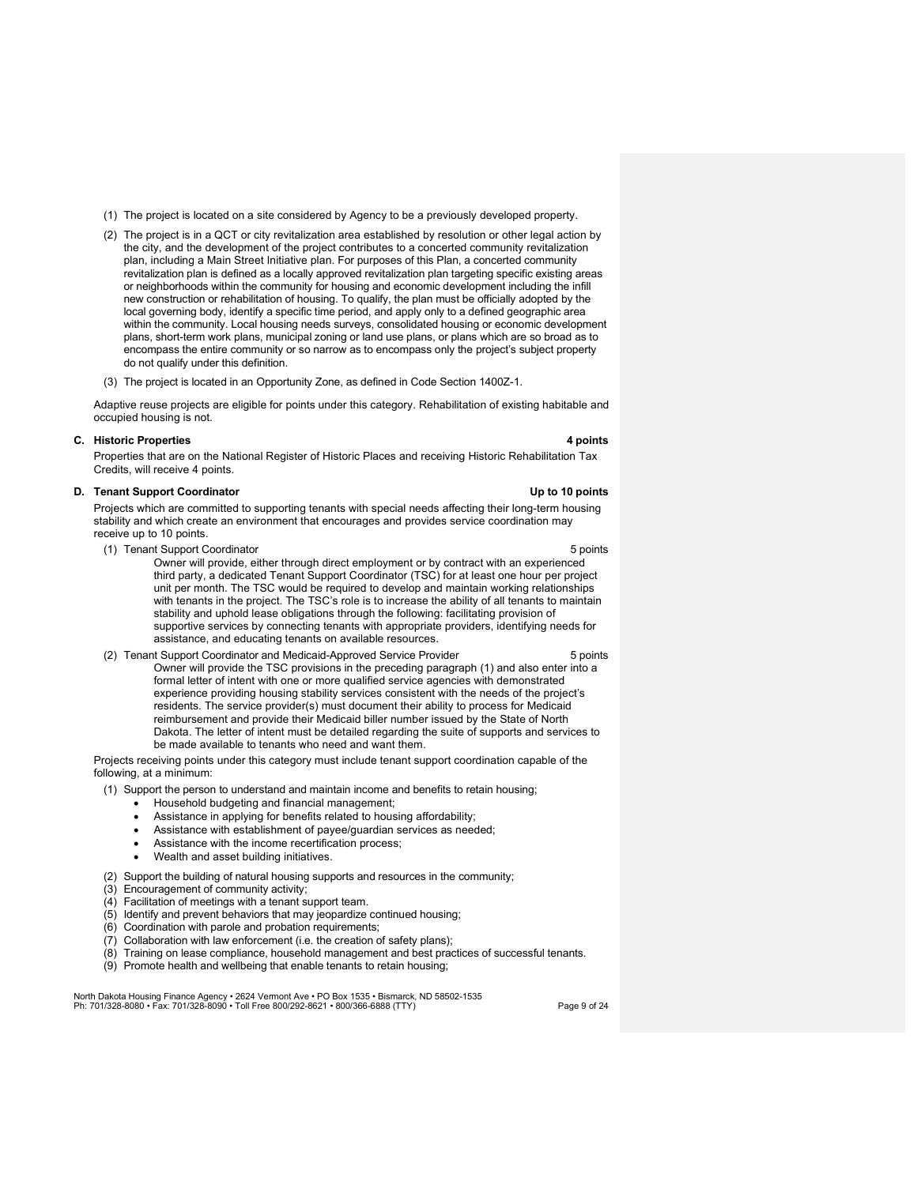(1) The project is located on a site considered by Agency to be a previously developed property.

(2) The project is in a QCT or city revitalization area established by resolution or other legal action by the city, and the development of the project contributes to a concerted community revitalization plan, including a Main Street Initiative plan. For purposes of this Plan, a concerted community revitalization plan is defined as a locally approved revitalization plan targeting specific existing areas or neighborhoods within the community for housing and economic development including the infill new construction or rehabilitation of housing. To qualify, the plan must be officially adopted by the local governing body, identify a specific time period, and apply only to a defined geographic area within the community. Local housing needs surveys, consolidated housing or economic development plans, short-term work plans, municipal zoning or land use plans, or plans which are so broad as to encompass the entire community or so narrow as to encompass only the project's subject property do not qualify under this definition.

(3) The project is located in an Opportunity Zone, as defined in Code Section 1400Z-1.

Adaptive reuse projects are eligible for points under this category. Rehabilitation of existing habitable and occupied housing is not.

**C. Historic Properties** **4 points**

Properties that are on the National Register of Historic Places and receiving Historic Rehabilitation Tax Credits, will receive 4 points.

**D. Tenant Support Coordinator** **Up to 10 points**

Projects which are committed to supporting tenants with special needs affecting their long-term housing stability and which create an environment that encourages and provides service coordination may receive up to 10 points.

(1) Tenant Support Coordinator 5 points

Owner will provide, either through direct employment or by contract with an experienced third party, a dedicated Tenant Support Coordinator (TSC) for at least one hour per project unit per month. The TSC would be required to develop and maintain working relationships with tenants in the project. The TSC's role is to increase the ability of all tenants to maintain stability and uphold lease obligations through the following: facilitating provision of supportive services by connecting tenants with appropriate providers, identifying needs for assistance, and educating tenants on available resources.

(2) Tenant Support Coordinator and Medicaid-Approved Service Provider 5 points

Owner will provide the TSC provisions in the preceding paragraph (1) and also enter into a formal letter of intent with one or more qualified service agencies with demonstrated experience providing housing stability services consistent with the needs of the project's residents. The service provider(s) must document their ability to process for Medicaid reimbursement and provide their Medicaid biller number issued by the State of North Dakota. The letter of intent must be detailed regarding the suite of supports and services to be made available to tenants who need and want them.

Projects receiving points under this category must include tenant support coordination capable of the following, at a minimum:

(1) Support the person to understand and maintain income and benefits to retain housing;
- Household budgeting and financial management;
- Assistance in applying for benefits related to housing affordability;
- Assistance with establishment of payee/guardian services as needed;
- Assistance with the income recertification process;
- Wealth and asset building initiatives.

(2) Support the building of natural housing supports and resources in the community;
(3) Encouragement of community activity;
(4) Facilitation of meetings with a tenant support team.
(5) Identify and prevent behaviors that may jeopardize continued housing;
(6) Coordination with parole and probation requirements;
(7) Collaboration with law enforcement (i.e. the creation of safety plans);
(8) Training on lease compliance, household management and best practices of successful tenants.
(9) Promote health and wellbeing that enable tenants to retain housing;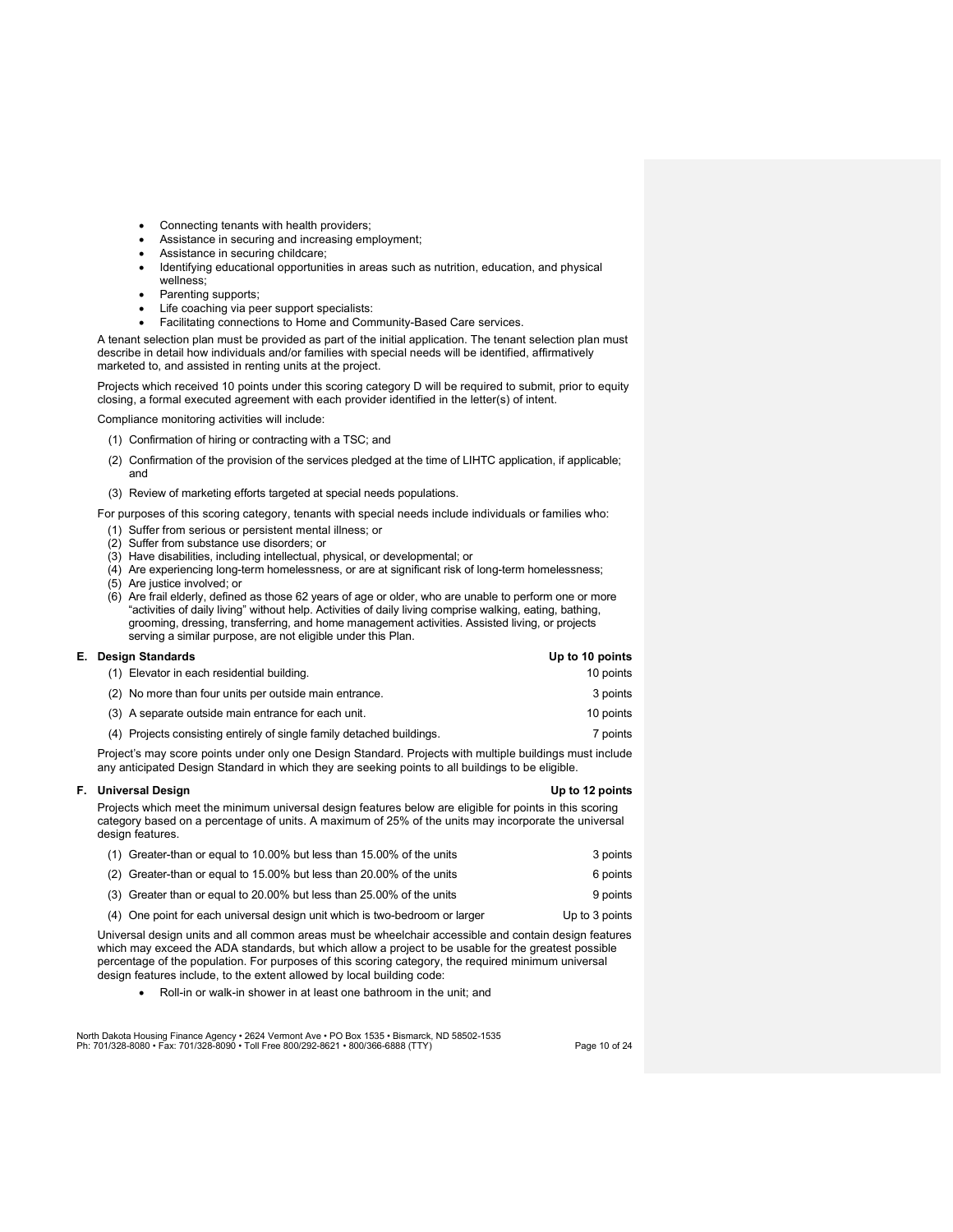- Connecting tenants with health providers;
- Assistance in securing and increasing employment;
- Assistance in securing childcare;
- Identifying educational opportunities in areas such as nutrition, education, and physical wellness;
- Parenting supports;
- Life coaching via peer support specialists:
- Facilitating connections to Home and Community-Based Care services.

A tenant selection plan must be provided as part of the initial application. The tenant selection plan must describe in detail how individuals and/or families with special needs will be identified, affirmatively marketed to, and assisted in renting units at the project.

Projects which received 10 points under this scoring category D will be required to submit, prior to equity closing, a formal executed agreement with each provider identified in the letter(s) of intent.

Compliance monitoring activities will include:

(1) Confirmation of hiring or contracting with a TSC; and

(2) Confirmation of the provision of the services pledged at the time of LIHTC application, if applicable; and

(3) Review of marketing efforts targeted at special needs populations.

For purposes of this scoring category, tenants with special needs include individuals or families who:

(1) Suffer from serious or persistent mental illness; or
(2) Suffer from substance use disorders; or
(3) Have disabilities, including intellectual, physical, or developmental; or
(4) Are experiencing long-term homelessness, or are at significant risk of long-term homelessness;
(5) Are justice involved; or
(6) Are frail elderly, defined as those 62 years of age or older, who are unable to perform one or more "activities of daily living" without help. Activities of daily living comprise walking, eating, bathing, grooming, dressing, transferring, and home management activities. Assisted living, or projects serving a similar purpose, are not eligible under this Plan.

**E. Design Standards** — **Up to 10 points**

| | |
|---|---|
| (1) Elevator in each residential building. | 10 points |
| (2) No more than four units per outside main entrance. | 3 points |
| (3) A separate outside main entrance for each unit. | 10 points |
| (4) Projects consisting entirely of single family detached buildings. | 7 points |

Project's may score points under only one Design Standard. Projects with multiple buildings must include any anticipated Design Standard in which they are seeking points to all buildings to be eligible.

**F. Universal Design** — **Up to 12 points**

Projects which meet the minimum universal design features below are eligible for points in this scoring category based on a percentage of units. A maximum of 25% of the units may incorporate the universal design features.

| | |
|---|---|
| (1) Greater-than or equal to 10.00% but less than 15.00% of the units | 3 points |
| (2) Greater-than or equal to 15.00% but less than 20.00% of the units | 6 points |
| (3) Greater than or equal to 20.00% but less than 25.00% of the units | 9 points |
| (4) One point for each universal design unit which is two-bedroom or larger | Up to 3 points |

Universal design units and all common areas must be wheelchair accessible and contain design features which may exceed the ADA standards, but which allow a project to be usable for the greatest possible percentage of the population. For purposes of this scoring category, the required minimum universal design features include, to the extent allowed by local building code:

- Roll-in or walk-in shower in at least one bathroom in the unit; and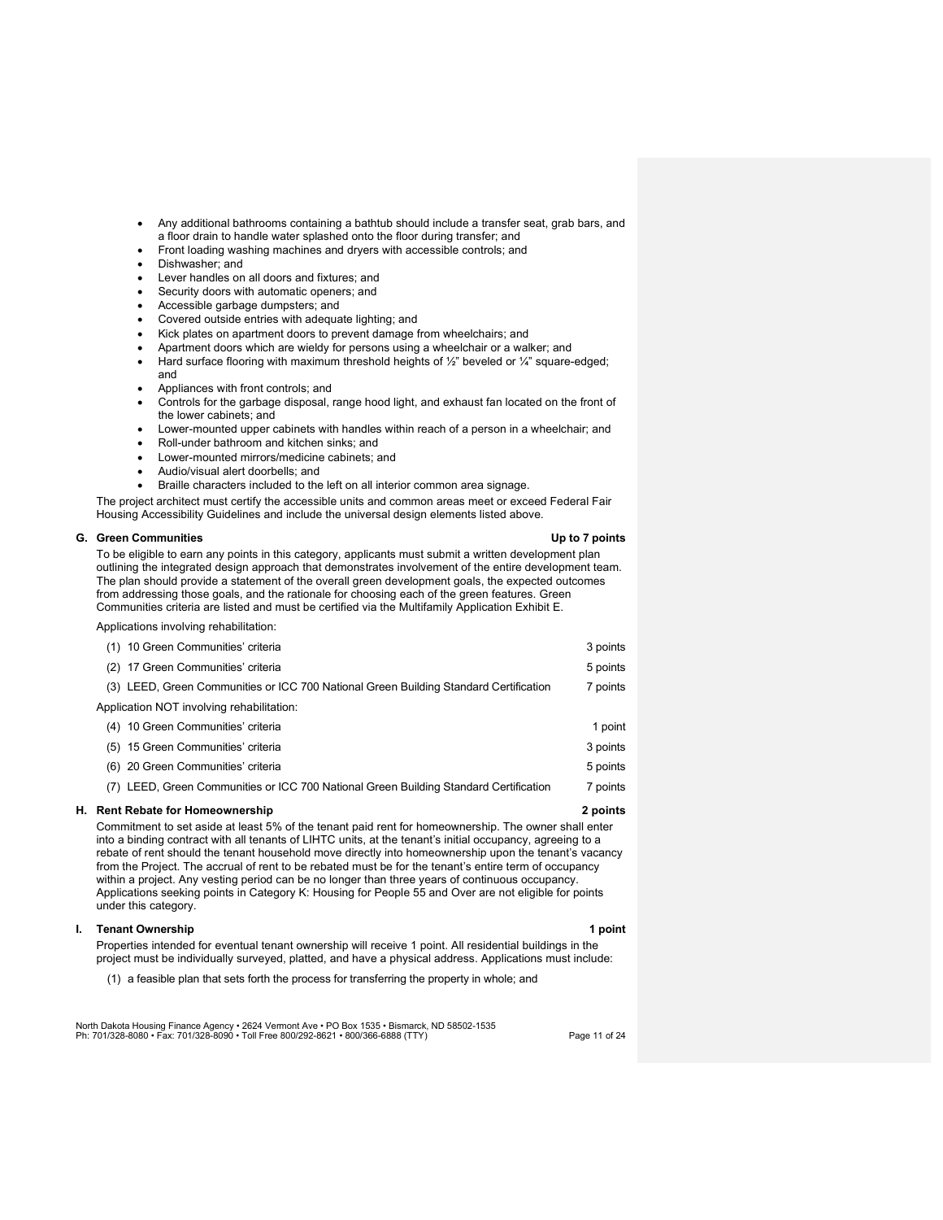- Any additional bathrooms containing a bathtub should include a transfer seat, grab bars, and a floor drain to handle water splashed onto the floor during transfer; and
- Front loading washing machines and dryers with accessible controls; and
- Dishwasher; and
- Lever handles on all doors and fixtures; and
- Security doors with automatic openers; and
- Accessible garbage dumpsters; and
- Covered outside entries with adequate lighting; and
- Kick plates on apartment doors to prevent damage from wheelchairs; and
- Apartment doors which are wieldy for persons using a wheelchair or a walker; and
- Hard surface flooring with maximum threshold heights of ½" beveled or ¼" square-edged; and
- Appliances with front controls; and
- Controls for the garbage disposal, range hood light, and exhaust fan located on the front of the lower cabinets; and
- Lower-mounted upper cabinets with handles within reach of a person in a wheelchair; and
- Roll-under bathroom and kitchen sinks; and
- Lower-mounted mirrors/medicine cabinets; and
- Audio/visual alert doorbells; and
- Braille characters included to the left on all interior common area signage.

The project architect must certify the accessible units and common areas meet or exceed Federal Fair Housing Accessibility Guidelines and include the universal design elements listed above.

### G. Green Communities — Up to 7 points

To be eligible to earn any points in this category, applicants must submit a written development plan outlining the integrated design approach that demonstrates involvement of the entire development team. The plan should provide a statement of the overall green development goals, the expected outcomes from addressing those goals, and the rationale for choosing each of the green features. Green Communities criteria are listed and must be certified via the Multifamily Application Exhibit E.

Applications involving rehabilitation:

| | |
|---|---|
| (1) 10 Green Communities' criteria | 3 points |
| (2) 17 Green Communities' criteria | 5 points |
| (3) LEED, Green Communities or ICC 700 National Green Building Standard Certification | 7 points |

Application NOT involving rehabilitation:

| | |
|---|---|
| (4) 10 Green Communities' criteria | 1 point |
| (5) 15 Green Communities' criteria | 3 points |
| (6) 20 Green Communities' criteria | 5 points |
| (7) LEED, Green Communities or ICC 700 National Green Building Standard Certification | 7 points |

### H. Rent Rebate for Homeownership — 2 points

Commitment to set aside at least 5% of the tenant paid rent for homeownership. The owner shall enter into a binding contract with all tenants of LIHTC units, at the tenant's initial occupancy, agreeing to a rebate of rent should the tenant household move directly into homeownership upon the tenant's vacancy from the Project. The accrual of rent to be rebated must be for the tenant's entire term of occupancy within a project. Any vesting period can be no longer than three years of continuous occupancy. Applications seeking points in Category K: Housing for People 55 and Over are not eligible for points under this category.

### I. Tenant Ownership — 1 point

Properties intended for eventual tenant ownership will receive 1 point. All residential buildings in the project must be individually surveyed, platted, and have a physical address. Applications must include:

(1) a feasible plan that sets forth the process for transferring the property in whole; and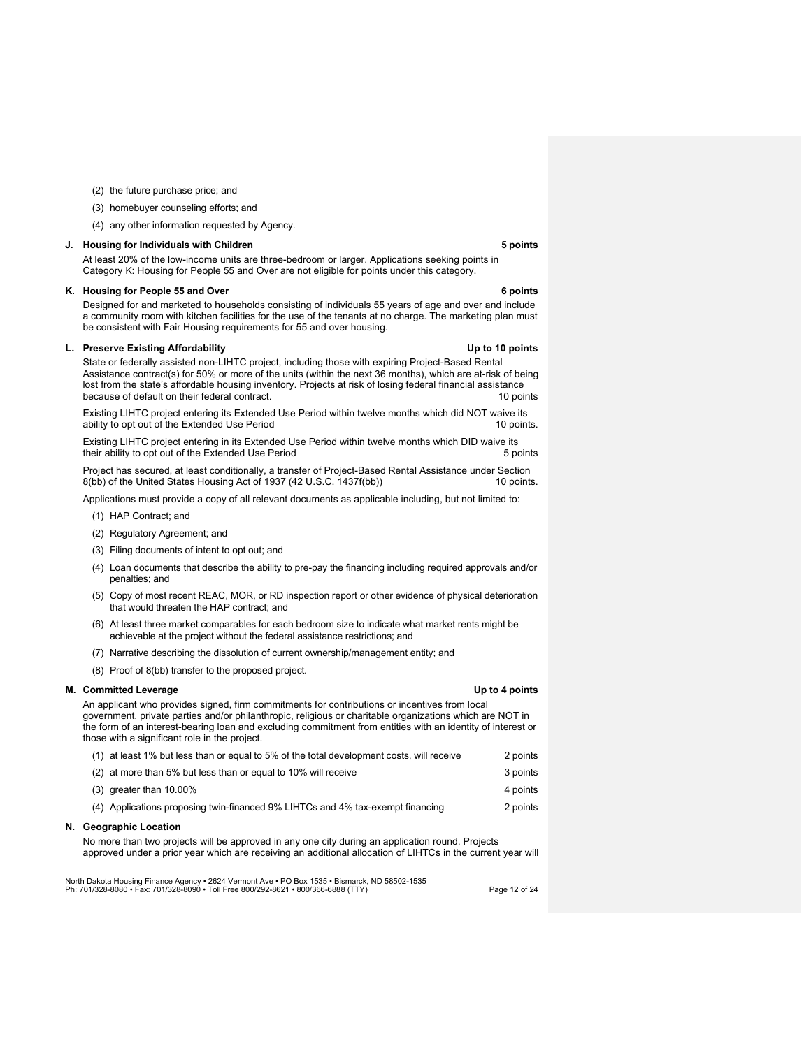(2) the future purchase price; and

(3) homebuyer counseling efforts; and

(4) any other information requested by Agency.

**J. Housing for Individuals with Children** **5 points**

At least 20% of the low-income units are three-bedroom or larger. Applications seeking points in Category K: Housing for People 55 and Over are not eligible for points under this category.

**K. Housing for People 55 and Over** **6 points**

Designed for and marketed to households consisting of individuals 55 years of age and over and include a community room with kitchen facilities for the use of the tenants at no charge. The marketing plan must be consistent with Fair Housing requirements for 55 and over housing.

**L. Preserve Existing Affordability** **Up to 10 points**

State or federally assisted non-LIHTC project, including those with expiring Project-Based Rental Assistance contract(s) for 50% or more of the units (within the next 36 months), which are at-risk of being lost from the state's affordable housing inventory. Projects at risk of losing federal financial assistance because of default on their federal contract. 10 points

Existing LIHTC project entering its Extended Use Period within twelve months which did NOT waive its ability to opt out of the Extended Use Period 10 points.

Existing LIHTC project entering in its Extended Use Period within twelve months which DID waive its their ability to opt out of the Extended Use Period 5 points

Project has secured, at least conditionally, a transfer of Project-Based Rental Assistance under Section 8(bb) of the United States Housing Act of 1937 (42 U.S.C. 1437f(bb)) 10 points.

Applications must provide a copy of all relevant documents as applicable including, but not limited to:

(1) HAP Contract; and

(2) Regulatory Agreement; and

(3) Filing documents of intent to opt out; and

(4) Loan documents that describe the ability to pre-pay the financing including required approvals and/or penalties; and

(5) Copy of most recent REAC, MOR, or RD inspection report or other evidence of physical deterioration that would threaten the HAP contract; and

(6) At least three market comparables for each bedroom size to indicate what market rents might be achievable at the project without the federal assistance restrictions; and

(7) Narrative describing the dissolution of current ownership/management entity; and

(8) Proof of 8(bb) transfer to the proposed project.

**M. Committed Leverage** **Up to 4 points**

An applicant who provides signed, firm commitments for contributions or incentives from local government, private parties and/or philanthropic, religious or charitable organizations which are NOT in the form of an interest-bearing loan and excluding commitment from entities with an identity of interest or those with a significant role in the project.

(1) at least 1% but less than or equal to 5% of the total development costs, will receive 2 points

(2) at more than 5% but less than or equal to 10% will receive 3 points

(3) greater than 10.00% 4 points

(4) Applications proposing twin-financed 9% LIHTCs and 4% tax-exempt financing 2 points

**N. Geographic Location**

No more than two projects will be approved in any one city during an application round. Projects approved under a prior year which are receiving an additional allocation of LIHTCs in the current year will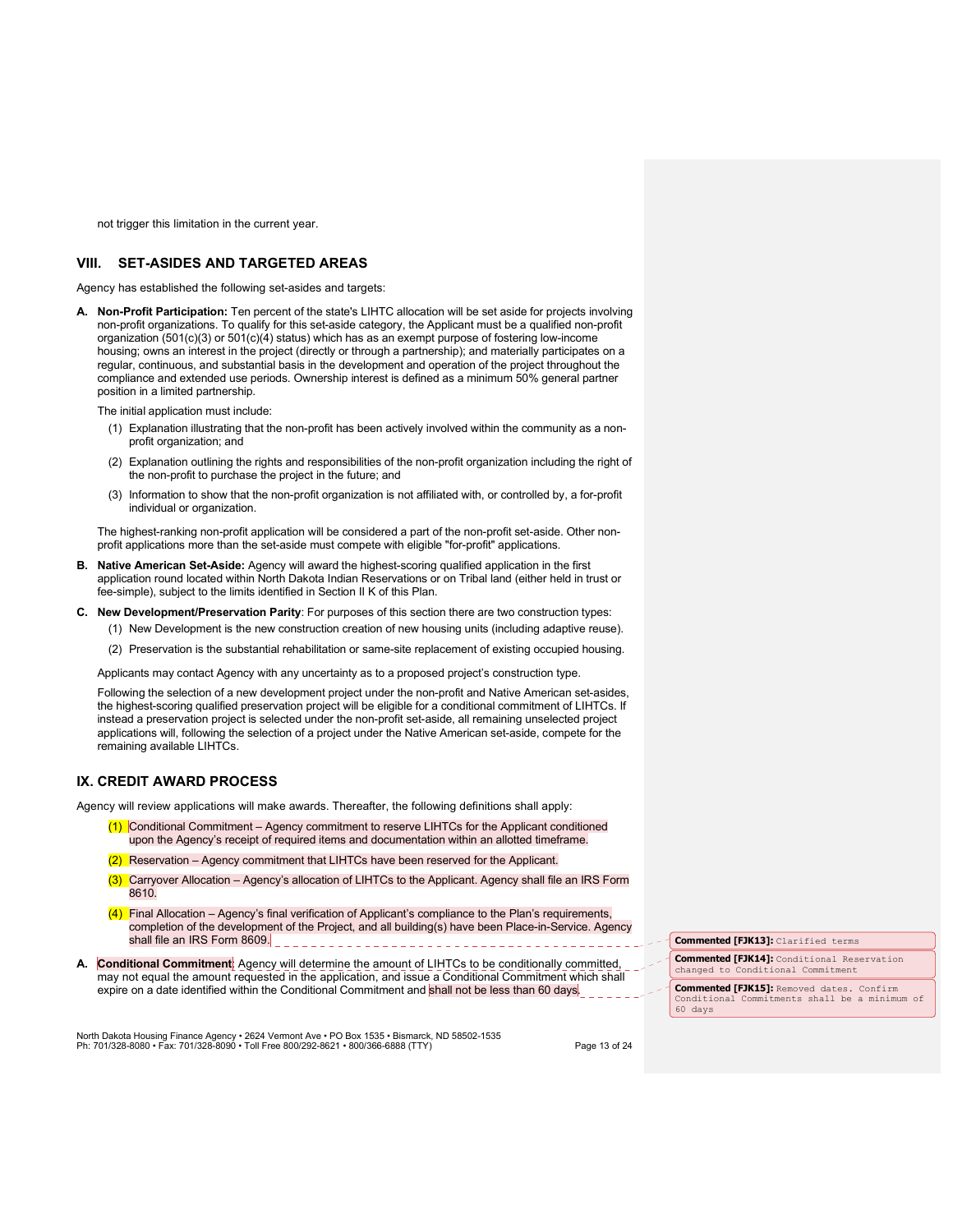not trigger this limitation in the current year.

## VIII. SET-ASIDES AND TARGETED AREAS

Agency has established the following set-asides and targets:

**A. Non-Profit Participation:** Ten percent of the state's LIHTC allocation will be set aside for projects involving non-profit organizations. To qualify for this set-aside category, the Applicant must be a qualified non-profit organization (501(c)(3) or 501(c)(4) status) which has as an exempt purpose of fostering low-income housing; owns an interest in the project (directly or through a partnership); and materially participates on a regular, continuous, and substantial basis in the development and operation of the project throughout the compliance and extended use periods. Ownership interest is defined as a minimum 50% general partner position in a limited partnership.

The initial application must include:

(1) Explanation illustrating that the non-profit has been actively involved within the community as a non-profit organization; and

(2) Explanation outlining the rights and responsibilities of the non-profit organization including the right of the non-profit to purchase the project in the future; and

(3) Information to show that the non-profit organization is not affiliated with, or controlled by, a for-profit individual or organization.

The highest-ranking non-profit application will be considered a part of the non-profit set-aside. Other non-profit applications more than the set-aside must compete with eligible "for-profit" applications.

**B. Native American Set-Aside:** Agency will award the highest-scoring qualified application in the first application round located within North Dakota Indian Reservations or on Tribal land (either held in trust or fee-simple), subject to the limits identified in Section II K of this Plan.

**C. New Development/Preservation Parity**: For purposes of this section there are two construction types:

(1) New Development is the new construction creation of new housing units (including adaptive reuse).

(2) Preservation is the substantial rehabilitation or same-site replacement of existing occupied housing.

Applicants may contact Agency with any uncertainty as to a proposed project's construction type.

Following the selection of a new development project under the non-profit and Native American set-asides, the highest-scoring qualified preservation project will be eligible for a conditional commitment of LIHTCs. If instead a preservation project is selected under the non-profit set-aside, all remaining unselected project applications will, following the selection of a project under the Native American set-aside, compete for the remaining available LIHTCs.

## IX. CREDIT AWARD PROCESS

Agency will review applications will make awards. Thereafter, the following definitions shall apply:

(1) Conditional Commitment – Agency commitment to reserve LIHTCs for the Applicant conditioned upon the Agency's receipt of required items and documentation within an allotted timeframe.

(2) Reservation – Agency commitment that LIHTCs have been reserved for the Applicant.

(3) Carryover Allocation – Agency's allocation of LIHTCs to the Applicant. Agency shall file an IRS Form 8610.

(4) Final Allocation – Agency's final verification of Applicant's compliance to the Plan's requirements, completion of the development of the Project, and all building(s) have been Place-in-Service. Agency shall file an IRS Form 8609.

**A. Conditional Commitment**: Agency will determine the amount of LIHTCs to be conditionally committed, may not equal the amount requested in the application, and issue a Conditional Commitment which shall expire on a date identified within the Conditional Commitment and shall not be less than 60 days.

**Commented [FJK13]:** Clarified terms

**Commented [FJK14]:** Conditional Reservation changed to Conditional Commitment

**Commented [FJK15]:** Removed dates. Confirm Conditional Commitments shall be a minimum of 60 days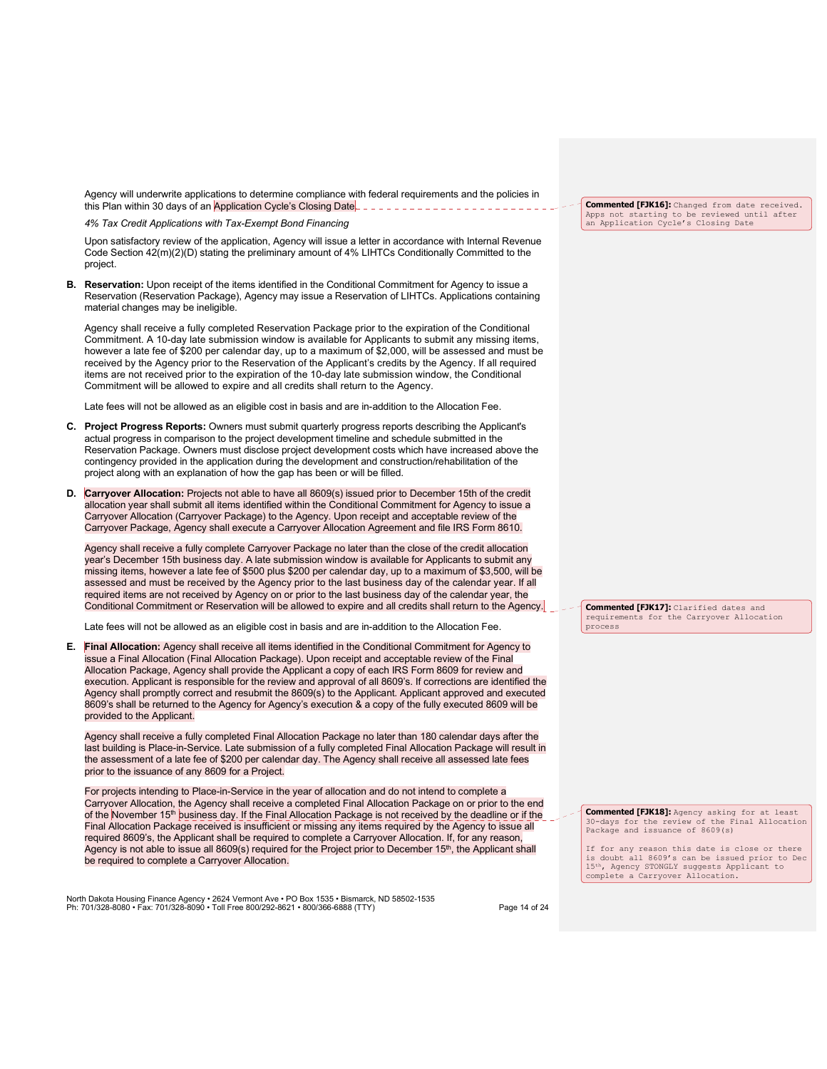Agency will underwrite applications to determine compliance with federal requirements and the policies in this Plan within 30 days of an Application Cycle's Closing Date.

> **Commented [FJK16]:** Changed from date received. Apps not starting to be reviewed until after an Application Cycle's Closing Date

*4% Tax Credit Applications with Tax-Exempt Bond Financing*

Upon satisfactory review of the application, Agency will issue a letter in accordance with Internal Revenue Code Section 42(m)(2)(D) stating the preliminary amount of 4% LIHTCs Conditionally Committed to the project.

**B. Reservation:** Upon receipt of the items identified in the Conditional Commitment for Agency to issue a Reservation (Reservation Package), Agency may issue a Reservation of LIHTCs. Applications containing material changes may be ineligible.

Agency shall receive a fully completed Reservation Package prior to the expiration of the Conditional Commitment. A 10-day late submission window is available for Applicants to submit any missing items, however a late fee of $200 per calendar day, up to a maximum of $2,000, will be assessed and must be received by the Agency prior to the Reservation of the Applicant's credits by the Agency. If all required items are not received prior to the expiration of the 10-day late submission window, the Conditional Commitment will be allowed to expire and all credits shall return to the Agency.

Late fees will not be allowed as an eligible cost in basis and are in-addition to the Allocation Fee.

**C. Project Progress Reports:** Owners must submit quarterly progress reports describing the Applicant's actual progress in comparison to the project development timeline and schedule submitted in the Reservation Package. Owners must disclose project development costs which have increased above the contingency provided in the application during the development and construction/rehabilitation of the project along with an explanation of how the gap has been or will be filled.

**D. Carryover Allocation:** Projects not able to have all 8609(s) issued prior to December 15th of the credit allocation year shall submit all items identified within the Conditional Commitment for Agency to issue a Carryover Allocation (Carryover Package) to the Agency. Upon receipt and acceptable review of the Carryover Package, Agency shall execute a Carryover Allocation Agreement and file IRS Form 8610.

Agency shall receive a fully complete Carryover Package no later than the close of the credit allocation year's December 15th business day. A late submission window is available for Applicants to submit any missing items, however a late fee of $500 plus $200 per calendar day, up to a maximum of $3,500, will be assessed and must be received by the Agency prior to the last business day of the calendar year. If all required items are not received by Agency on or prior to the last business day of the calendar year, the Conditional Commitment or Reservation will be allowed to expire and all credits shall return to the Agency.

> **Commented [FJK17]:** Clarified dates and requirements for the Carryover Allocation process

Late fees will not be allowed as an eligible cost in basis and are in-addition to the Allocation Fee.

**E. Final Allocation:** Agency shall receive all items identified in the Conditional Commitment for Agency to issue a Final Allocation (Final Allocation Package). Upon receipt and acceptable review of the Final Allocation Package, Agency shall provide the Applicant a copy of each IRS Form 8609 for review and execution. Applicant is responsible for the review and approval of all 8609's. If corrections are identified the Agency shall promptly correct and resubmit the 8609(s) to the Applicant. Applicant approved and executed 8609's shall be returned to the Agency for Agency's execution & a copy of the fully executed 8609 will be provided to the Applicant.

Agency shall receive a fully completed Final Allocation Package no later than 180 calendar days after the last building is Place-in-Service. Late submission of a fully completed Final Allocation Package will result in the assessment of a late fee of $200 per calendar day. The Agency shall receive all assessed late fees prior to the issuance of any 8609 for a Project.

For projects intending to Place-in-Service in the year of allocation and do not intend to complete a Carryover Allocation, the Agency shall receive a completed Final Allocation Package on or prior to the end of the November 15th business day. If the Final Allocation Package is not received by the deadline or if the Final Allocation Package received is insufficient or missing any items required by the Agency to issue all required 8609's, the Applicant shall be required to complete a Carryover Allocation. If, for any reason, Agency is not able to issue all 8609(s) required for the Project prior to December 15th, the Applicant shall be required to complete a Carryover Allocation.

> **Commented [FJK18]:** Agency asking for at least 30-days for the review of the Final Allocation Package and issuance of 8609(s)
>
> If for any reason this date is close or there is doubt all 8609's can be issued prior to Dec 15th, Agency STONGLY suggests Applicant to complete a Carryover Allocation.

North Dakota Housing Finance Agency • 2624 Vermont Ave • PO Box 1535 • Bismarck, ND 58502-1535
Ph: 701/328-8080 • Fax: 701/328-8090 • Toll Free 800/292-8621 • 800/366-6888 (TTY)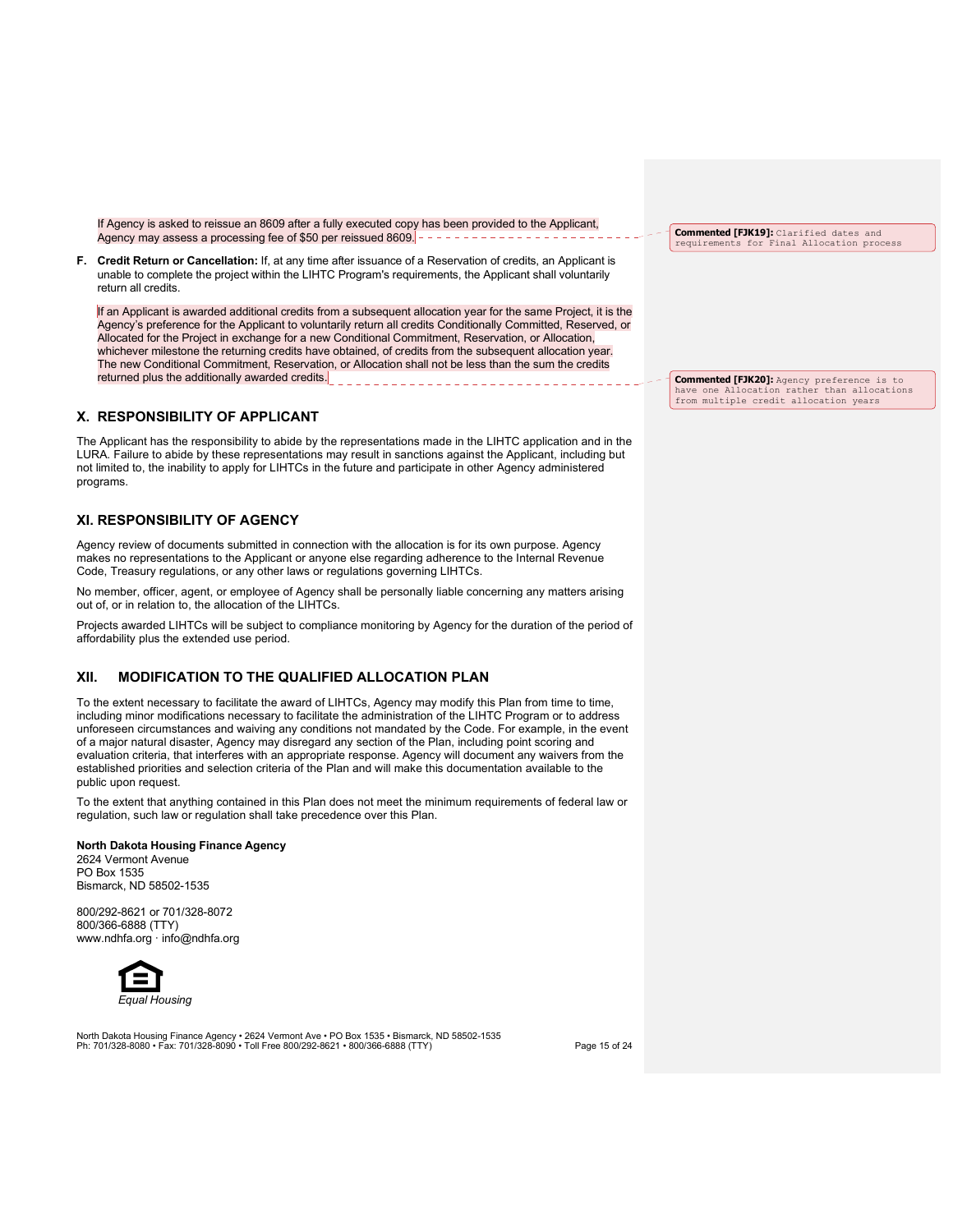If Agency is asked to reissue an 8609 after a fully executed copy has been provided to the Applicant, Agency may assess a processing fee of $50 per reissued 8609.

**Commented [FJK19]:** Clarified dates and requirements for Final Allocation process

**F. Credit Return or Cancellation:** If, at any time after issuance of a Reservation of credits, an Applicant is unable to complete the project within the LIHTC Program's requirements, the Applicant shall voluntarily return all credits.

If an Applicant is awarded additional credits from a subsequent allocation year for the same Project, it is the Agency's preference for the Applicant to voluntarily return all credits Conditionally Committed, Reserved, or Allocated for the Project in exchange for a new Conditional Commitment, Reservation, or Allocation, whichever milestone the returning credits have obtained, of credits from the subsequent allocation year. The new Conditional Commitment, Reservation, or Allocation shall not be less than the sum the credits returned plus the additionally awarded credits.

**Commented [FJK20]:** Agency preference is to have one Allocation rather than allocations from multiple credit allocation years

## X. RESPONSIBILITY OF APPLICANT

The Applicant has the responsibility to abide by the representations made in the LIHTC application and in the LURA. Failure to abide by these representations may result in sanctions against the Applicant, including but not limited to, the inability to apply for LIHTCs in the future and participate in other Agency administered programs.

## XI. RESPONSIBILITY OF AGENCY

Agency review of documents submitted in connection with the allocation is for its own purpose. Agency makes no representations to the Applicant or anyone else regarding adherence to the Internal Revenue Code, Treasury regulations, or any other laws or regulations governing LIHTCs.

No member, officer, agent, or employee of Agency shall be personally liable concerning any matters arising out of, or in relation to, the allocation of the LIHTCs.

Projects awarded LIHTCs will be subject to compliance monitoring by Agency for the duration of the period of affordability plus the extended use period.

## XII. MODIFICATION TO THE QUALIFIED ALLOCATION PLAN

To the extent necessary to facilitate the award of LIHTCs, Agency may modify this Plan from time to time, including minor modifications necessary to facilitate the administration of the LIHTC Program or to address unforeseen circumstances and waiving any conditions not mandated by the Code. For example, in the event of a major natural disaster, Agency may disregard any section of the Plan, including point scoring and evaluation criteria, that interferes with an appropriate response. Agency will document any waivers from the established priorities and selection criteria of the Plan and will make this documentation available to the public upon request.

To the extent that anything contained in this Plan does not meet the minimum requirements of federal law or regulation, such law or regulation shall take precedence over this Plan.

**North Dakota Housing Finance Agency**
2624 Vermont Avenue
PO Box 1535
Bismarck, ND 58502-1535

800/292-8621 or 701/328-8072
800/366-6888 (TTY)
www.ndhfa.org · info@ndhfa.org

*Equal Housing*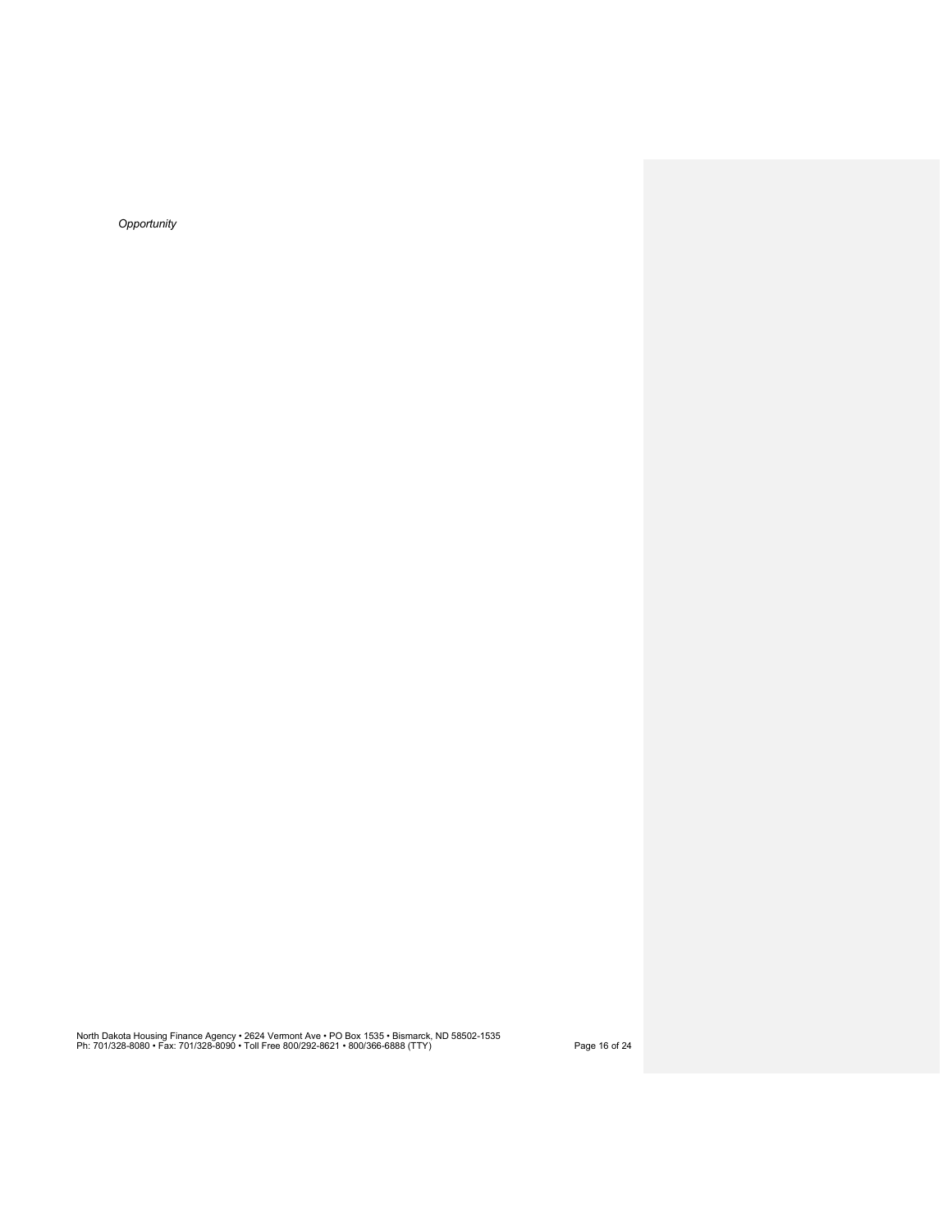*Opportunity*